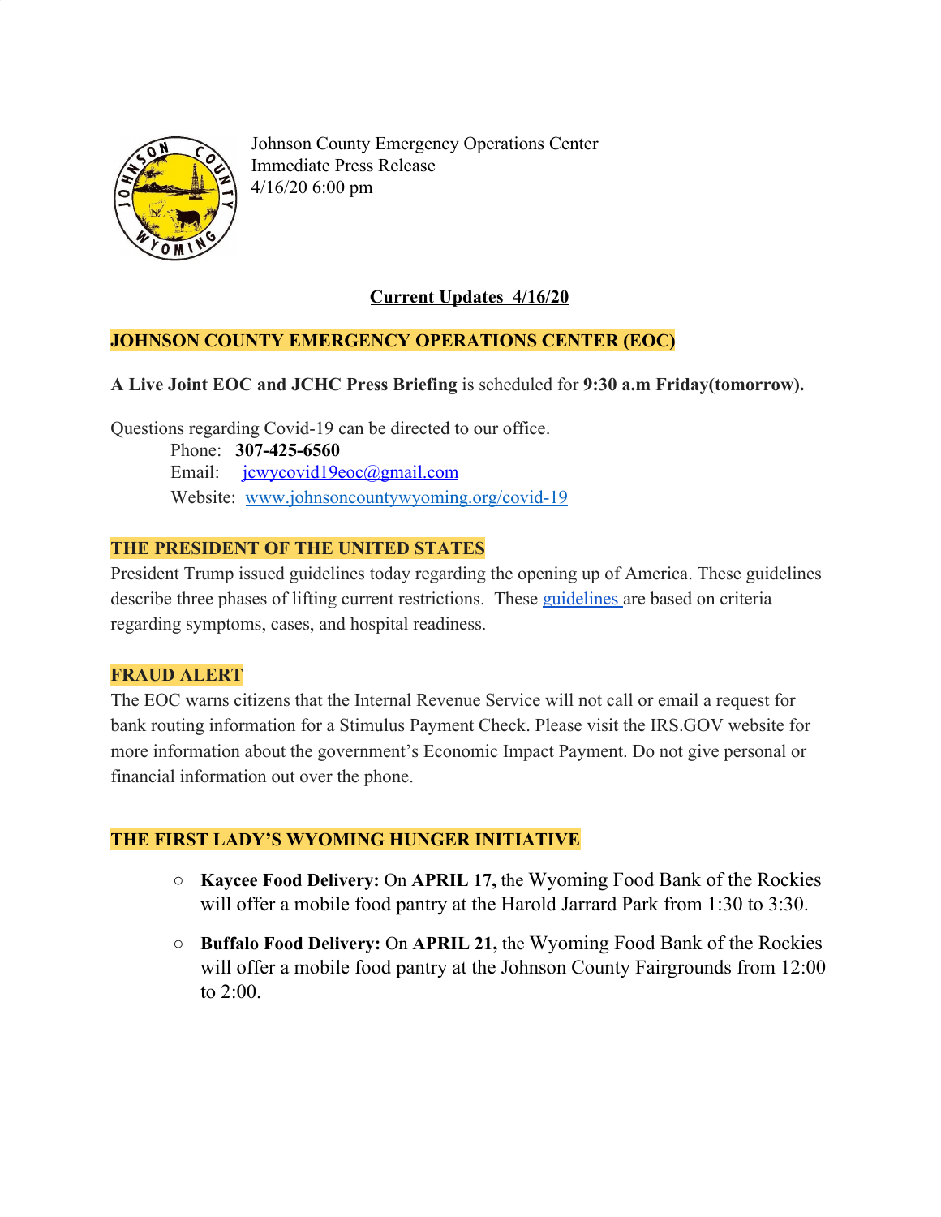Johnson County Emergency Operations Center
Immediate Press Release
4/16/20 6:00 pm

## Current Updates 4/16/20

### JOHNSON COUNTY EMERGENCY OPERATIONS CENTER (EOC)

**A Live Joint EOC and JCHC Press Briefing** is scheduled for **9:30 a.m Friday(tomorrow).**

Questions regarding Covid-19 can be directed to our office.

Phone: **307-425-6560**
Email: jcwycovid19eoc@gmail.com
Website: www.johnsoncountywyoming.org/covid-19

### THE PRESIDENT OF THE UNITED STATES

President Trump issued guidelines today regarding the opening up of America. These guidelines describe three phases of lifting current restrictions. These guidelines are based on criteria regarding symptoms, cases, and hospital readiness.

### FRAUD ALERT

The EOC warns citizens that the Internal Revenue Service will not call or email a request for bank routing information for a Stimulus Payment Check. Please visit the IRS.GOV website for more information about the government's Economic Impact Payment. Do not give personal or financial information out over the phone.

### THE FIRST LADY'S WYOMING HUNGER INITIATIVE

- **Kaycee Food Delivery:** On **APRIL 17,** the Wyoming Food Bank of the Rockies will offer a mobile food pantry at the Harold Jarrard Park from 1:30 to 3:30.
- **Buffalo Food Delivery:** On **APRIL 21,** the Wyoming Food Bank of the Rockies will offer a mobile food pantry at the Johnson County Fairgrounds from 12:00 to 2:00.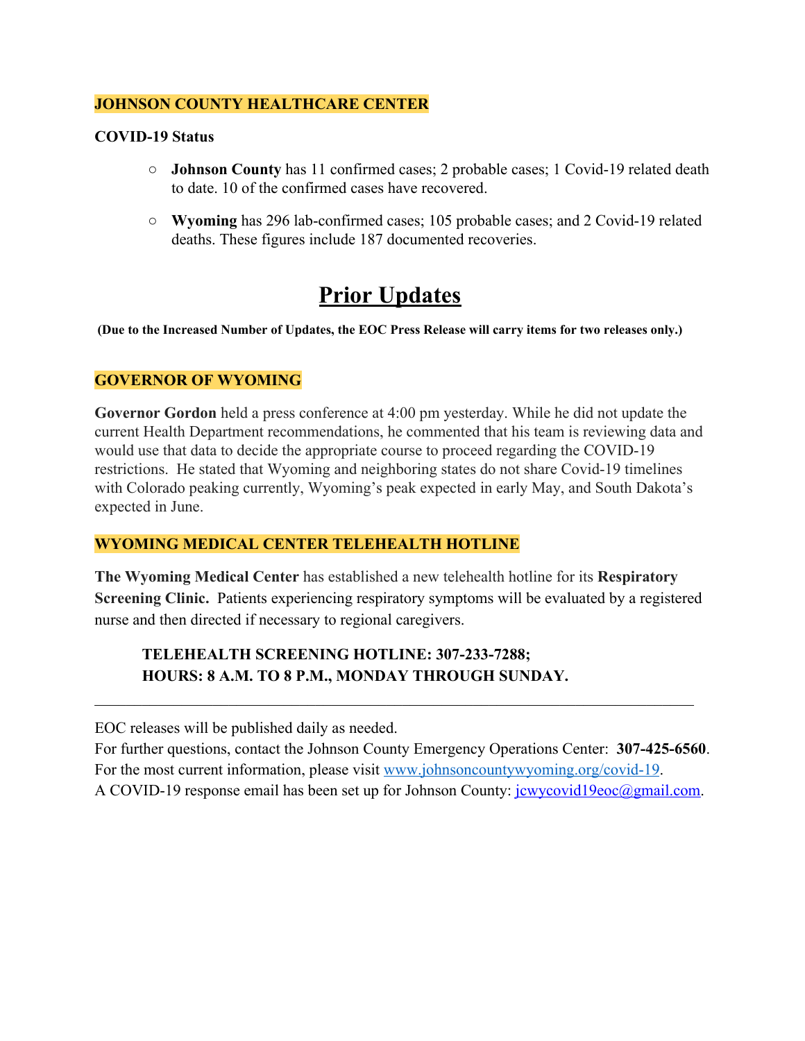## JOHNSON COUNTY HEALTHCARE CENTER

**COVID-19 Status**

- **Johnson County** has 11 confirmed cases; 2 probable cases; 1 Covid-19 related death to date. 10 of the confirmed cases have recovered.
- **Wyoming** has 296 lab-confirmed cases; 105 probable cases; and 2 Covid-19 related deaths. These figures include 187 documented recoveries.

# Prior Updates

**(Due to the Increased Number of Updates, the EOC Press Release will carry items for two releases only.)**

## GOVERNOR OF WYOMING

**Governor Gordon** held a press conference at 4:00 pm yesterday. While he did not update the current Health Department recommendations, he commented that his team is reviewing data and would use that data to decide the appropriate course to proceed regarding the COVID-19 restrictions. He stated that Wyoming and neighboring states do not share Covid-19 timelines with Colorado peaking currently, Wyoming's peak expected in early May, and South Dakota's expected in June.

## WYOMING MEDICAL CENTER TELEHEALTH HOTLINE

**The Wyoming Medical Center** has established a new telehealth hotline for its **Respiratory Screening Clinic.** Patients experiencing respiratory symptoms will be evaluated by a registered nurse and then directed if necessary to regional caregivers.

**TELEHEALTH SCREENING HOTLINE: 307-233-7288;**
**HOURS: 8 A.M. TO 8 P.M., MONDAY THROUGH SUNDAY.**

---

EOC releases will be published daily as needed.
For further questions, contact the Johnson County Emergency Operations Center: **307-425-6560**.
For the most current information, please visit www.johnsoncountywyoming.org/covid-19.
A COVID-19 response email has been set up for Johnson County: jcwycovid19eoc@gmail.com.